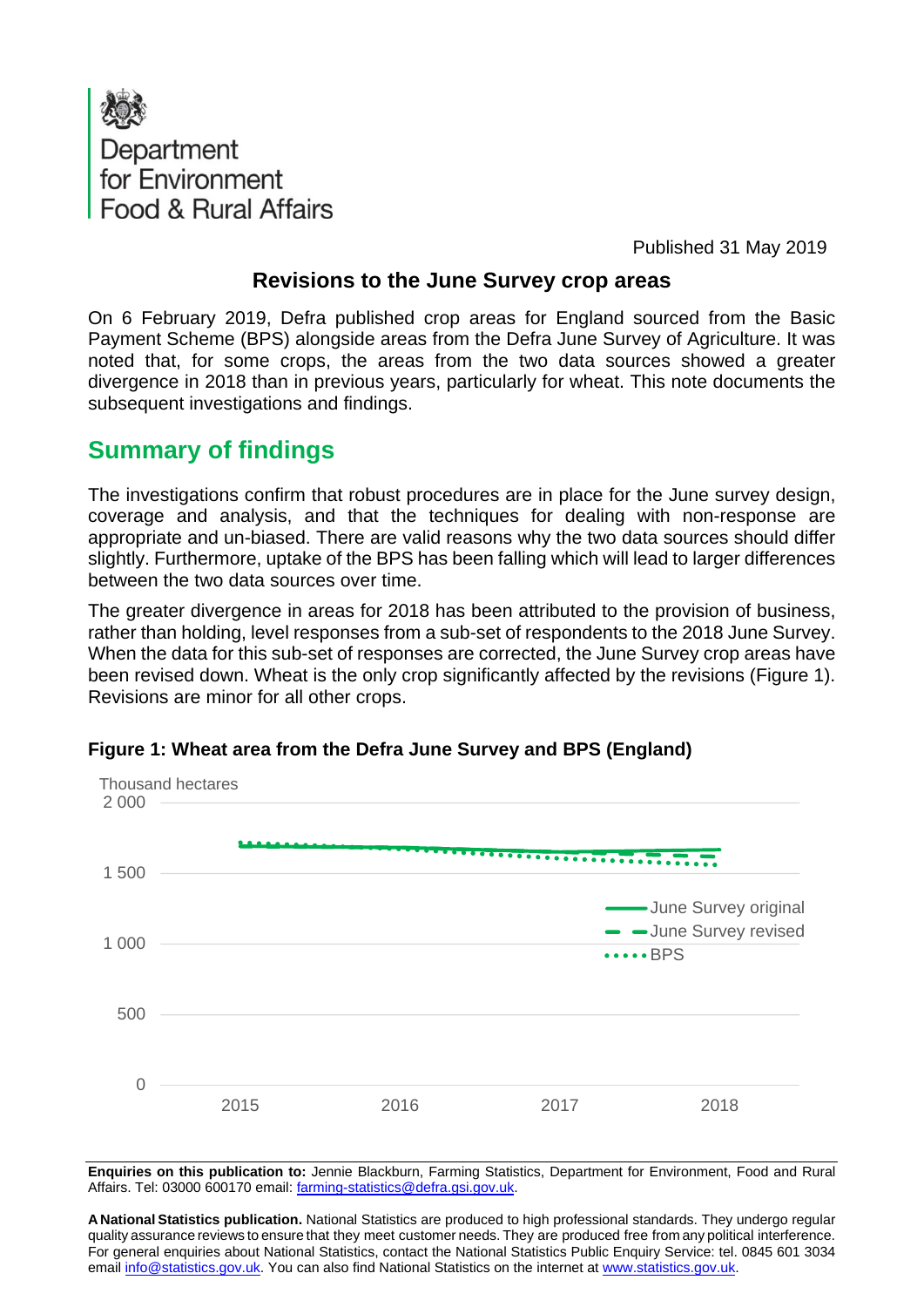Department for Environment Food & Rural Affairs

Published 31 May 2019

## Revisions to the June Survey crop areas

On 6 February 2019, Defra published crop areas for England sourced from the Basic Payment Scheme (BPS) alongside areas from the Defra June Survey of Agriculture. It was noted that, for some crops, the areas from the two data sources showed a greater divergence in 2018 than in previous years, particularly for wheat. This note documents the subsequent investigations and findings.

## Summary of findings

The investigations confirm that robust procedures are in place for the June survey design, coverage and analysis, and that the techniques for dealing with non-response are appropriate and un-biased. There are valid reasons why the two data sources should differ slightly. Furthermore, uptake of the BPS has been falling which will lead to larger differences between the two data sources over time.

The greater divergence in areas for 2018 has been attributed to the provision of business, rather than holding, level responses from a sub-set of respondents to the 2018 June Survey. When the data for this sub-set of responses are corrected, the June Survey crop areas have been revised down. Wheat is the only crop significantly affected by the revisions (Figure 1). Revisions are minor for all other crops.

**Figure 1: Wheat area from the Defra June Survey and BPS (England)**

Thousand hectares

Series: June Survey original; June Survey revised; BPS

Y-axis: 0, 500, 1 000, 1 500, 2 000

X-axis: 2015, 2016, 2017, 2018

---

**Enquiries on this publication to:** Jennie Blackburn, Farming Statistics, Department for Environment, Food and Rural Affairs. Tel: 03000 600170 email: farming-statistics@defra.gsi.gov.uk.

**A National Statistics publication.** National Statistics are produced to high professional standards. They undergo regular quality assurance reviews to ensure that they meet customer needs. They are produced free from any political interference. For general enquiries about National Statistics, contact the National Statistics Public Enquiry Service: tel. 0845 601 3034 email info@statistics.gov.uk. You can also find National Statistics on the internet at www.statistics.gov.uk.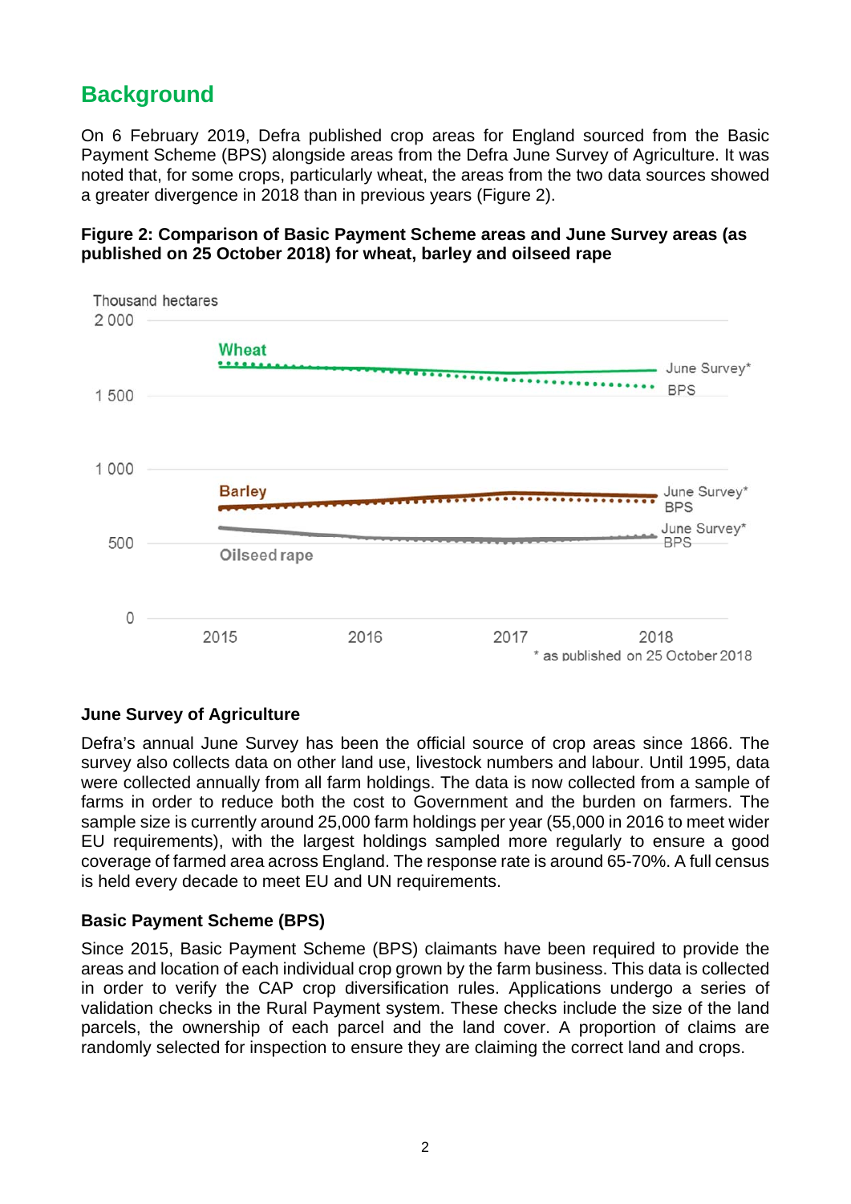## Background

On 6 February 2019, Defra published crop areas for England sourced from the Basic Payment Scheme (BPS) alongside areas from the Defra June Survey of Agriculture. It was noted that, for some crops, particularly wheat, the areas from the two data sources showed a greater divergence in 2018 than in previous years (Figure 2).

**Figure 2: Comparison of Basic Payment Scheme areas and June Survey areas (as published on 25 October 2018) for wheat, barley and oilseed rape**

### June Survey of Agriculture

Defra's annual June Survey has been the official source of crop areas since 1866. The survey also collects data on other land use, livestock numbers and labour. Until 1995, data were collected annually from all farm holdings. The data is now collected from a sample of farms in order to reduce both the cost to Government and the burden on farmers. The sample size is currently around 25,000 farm holdings per year (55,000 in 2016 to meet wider EU requirements), with the largest holdings sampled more regularly to ensure a good coverage of farmed area across England. The response rate is around 65-70%. A full census is held every decade to meet EU and UN requirements.

### Basic Payment Scheme (BPS)

Since 2015, Basic Payment Scheme (BPS) claimants have been required to provide the areas and location of each individual crop grown by the farm business. This data is collected in order to verify the CAP crop diversification rules. Applications undergo a series of validation checks in the Rural Payment system. These checks include the size of the land parcels, the ownership of each parcel and the land cover. A proportion of claims are randomly selected for inspection to ensure they are claiming the correct land and crops.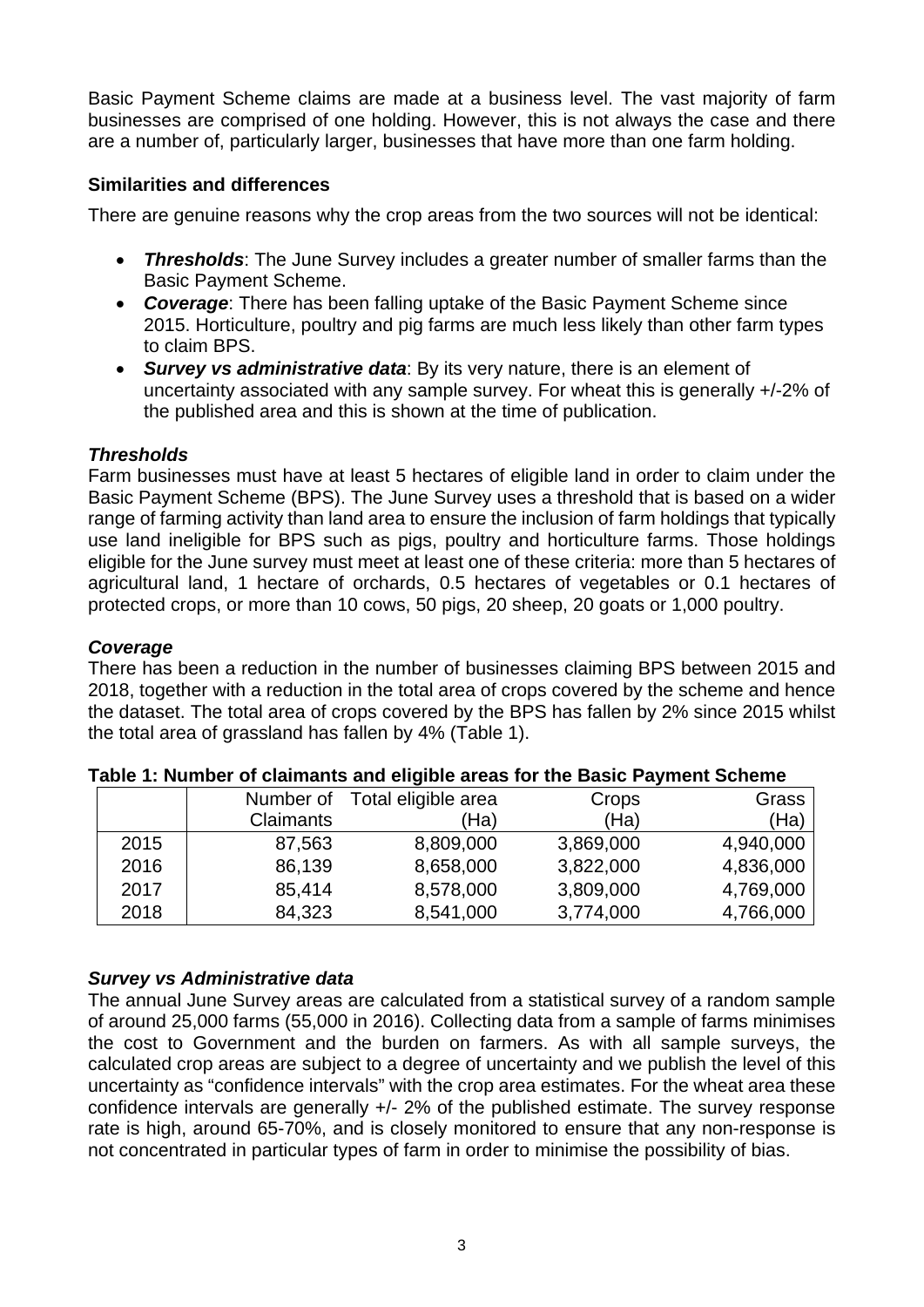Basic Payment Scheme claims are made at a business level. The vast majority of farm businesses are comprised of one holding. However, this is not always the case and there are a number of, particularly larger, businesses that have more than one farm holding.

### Similarities and differences

There are genuine reasons why the crop areas from the two sources will not be identical:

- ***Thresholds***: The June Survey includes a greater number of smaller farms than the Basic Payment Scheme.
- ***Coverage***: There has been falling uptake of the Basic Payment Scheme since 2015. Horticulture, poultry and pig farms are much less likely than other farm types to claim BPS.
- ***Survey vs administrative data***: By its very nature, there is an element of uncertainty associated with any sample survey. For wheat this is generally +/-2% of the published area and this is shown at the time of publication.

#### *Thresholds*

Farm businesses must have at least 5 hectares of eligible land in order to claim under the Basic Payment Scheme (BPS). The June Survey uses a threshold that is based on a wider range of farming activity than land area to ensure the inclusion of farm holdings that typically use land ineligible for BPS such as pigs, poultry and horticulture farms. Those holdings eligible for the June survey must meet at least one of these criteria: more than 5 hectares of agricultural land, 1 hectare of orchards, 0.5 hectares of vegetables or 0.1 hectares of protected crops, or more than 10 cows, 50 pigs, 20 sheep, 20 goats or 1,000 poultry.

#### *Coverage*

There has been a reduction in the number of businesses claiming BPS between 2015 and 2018, together with a reduction in the total area of crops covered by the scheme and hence the dataset. The total area of crops covered by the BPS has fallen by 2% since 2015 whilst the total area of grassland has fallen by 4% (Table 1).

**Table 1: Number of claimants and eligible areas for the Basic Payment Scheme**

| | Number of Claimants | Total eligible area (Ha) | Crops (Ha) | Grass (Ha) |
|---|---|---|---|---|
| 2015 | 87,563 | 8,809,000 | 3,869,000 | 4,940,000 |
| 2016 | 86,139 | 8,658,000 | 3,822,000 | 4,836,000 |
| 2017 | 85,414 | 8,578,000 | 3,809,000 | 4,769,000 |
| 2018 | 84,323 | 8,541,000 | 3,774,000 | 4,766,000 |

#### *Survey vs Administrative data*

The annual June Survey areas are calculated from a statistical survey of a random sample of around 25,000 farms (55,000 in 2016). Collecting data from a sample of farms minimises the cost to Government and the burden on farmers. As with all sample surveys, the calculated crop areas are subject to a degree of uncertainty and we publish the level of this uncertainty as "confidence intervals" with the crop area estimates. For the wheat area these confidence intervals are generally +/- 2% of the published estimate. The survey response rate is high, around 65-70%, and is closely monitored to ensure that any non-response is not concentrated in particular types of farm in order to minimise the possibility of bias.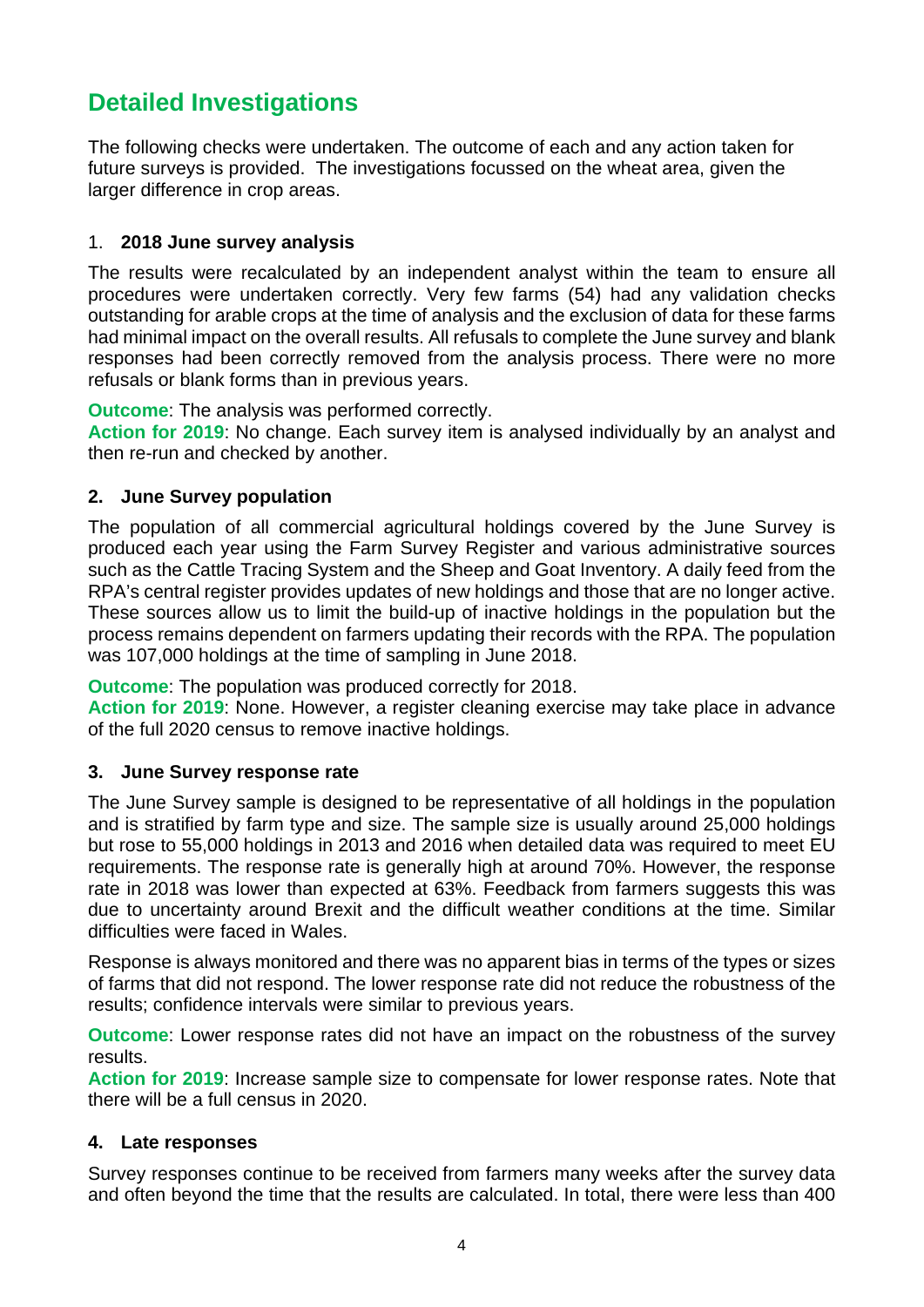## Detailed Investigations

The following checks were undertaken. The outcome of each and any action taken for future surveys is provided. The investigations focussed on the wheat area, given the larger difference in crop areas.

### 1. 2018 June survey analysis

The results were recalculated by an independent analyst within the team to ensure all procedures were undertaken correctly. Very few farms (54) had any validation checks outstanding for arable crops at the time of analysis and the exclusion of data for these farms had minimal impact on the overall results. All refusals to complete the June survey and blank responses had been correctly removed from the analysis process. There were no more refusals or blank forms than in previous years.

**Outcome**: The analysis was performed correctly.
**Action for 2019**: No change. Each survey item is analysed individually by an analyst and then re-run and checked by another.

### 2. June Survey population

The population of all commercial agricultural holdings covered by the June Survey is produced each year using the Farm Survey Register and various administrative sources such as the Cattle Tracing System and the Sheep and Goat Inventory. A daily feed from the RPA's central register provides updates of new holdings and those that are no longer active. These sources allow us to limit the build-up of inactive holdings in the population but the process remains dependent on farmers updating their records with the RPA. The population was 107,000 holdings at the time of sampling in June 2018.

**Outcome**: The population was produced correctly for 2018.
**Action for 2019**: None. However, a register cleaning exercise may take place in advance of the full 2020 census to remove inactive holdings.

### 3. June Survey response rate

The June Survey sample is designed to be representative of all holdings in the population and is stratified by farm type and size. The sample size is usually around 25,000 holdings but rose to 55,000 holdings in 2013 and 2016 when detailed data was required to meet EU requirements. The response rate is generally high at around 70%. However, the response rate in 2018 was lower than expected at 63%. Feedback from farmers suggests this was due to uncertainty around Brexit and the difficult weather conditions at the time. Similar difficulties were faced in Wales.

Response is always monitored and there was no apparent bias in terms of the types or sizes of farms that did not respond. The lower response rate did not reduce the robustness of the results; confidence intervals were similar to previous years.

**Outcome**: Lower response rates did not have an impact on the robustness of the survey results.
**Action for 2019**: Increase sample size to compensate for lower response rates. Note that there will be a full census in 2020.

### 4. Late responses

Survey responses continue to be received from farmers many weeks after the survey data and often beyond the time that the results are calculated. In total, there were less than 400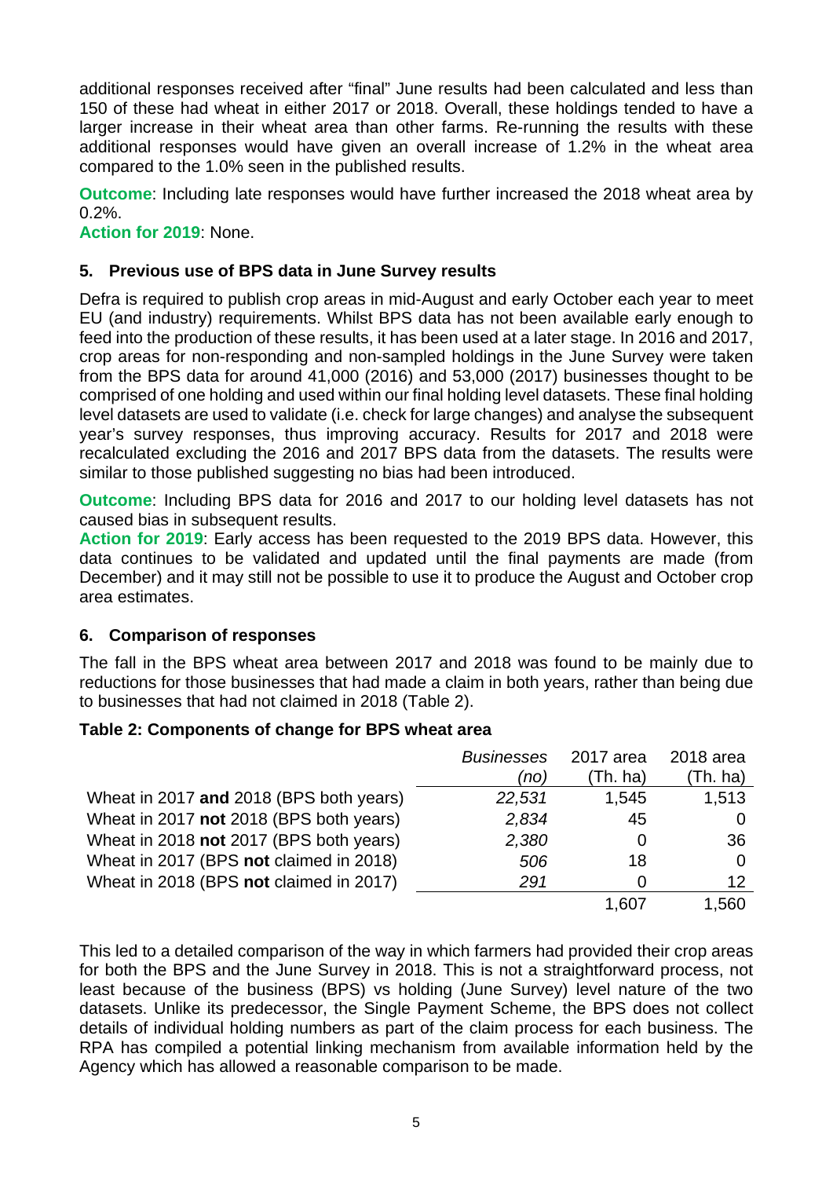additional responses received after "final" June results had been calculated and less than 150 of these had wheat in either 2017 or 2018. Overall, these holdings tended to have a larger increase in their wheat area than other farms. Re-running the results with these additional responses would have given an overall increase of 1.2% in the wheat area compared to the 1.0% seen in the published results.

**Outcome**: Including late responses would have further increased the 2018 wheat area by 0.2%.
**Action for 2019**: None.

### 5. Previous use of BPS data in June Survey results

Defra is required to publish crop areas in mid-August and early October each year to meet EU (and industry) requirements. Whilst BPS data has not been available early enough to feed into the production of these results, it has been used at a later stage. In 2016 and 2017, crop areas for non-responding and non-sampled holdings in the June Survey were taken from the BPS data for around 41,000 (2016) and 53,000 (2017) businesses thought to be comprised of one holding and used within our final holding level datasets. These final holding level datasets are used to validate (i.e. check for large changes) and analyse the subsequent year's survey responses, thus improving accuracy. Results for 2017 and 2018 were recalculated excluding the 2016 and 2017 BPS data from the datasets. The results were similar to those published suggesting no bias had been introduced.

**Outcome**: Including BPS data for 2016 and 2017 to our holding level datasets has not caused bias in subsequent results.
**Action for 2019**: Early access has been requested to the 2019 BPS data. However, this data continues to be validated and updated until the final payments are made (from December) and it may still not be possible to use it to produce the August and October crop area estimates.

### 6. Comparison of responses

The fall in the BPS wheat area between 2017 and 2018 was found to be mainly due to reductions for those businesses that had made a claim in both years, rather than being due to businesses that had not claimed in 2018 (Table 2).

**Table 2: Components of change for BPS wheat area**

| | *Businesses (no)* | 2017 area (Th. ha) | 2018 area (Th. ha) |
|---|---|---|---|
| Wheat in 2017 **and** 2018 (BPS both years) | *22,531* | 1,545 | 1,513 |
| Wheat in 2017 **not** 2018 (BPS both years) | *2,834* | 45 | 0 |
| Wheat in 2018 **not** 2017 (BPS both years) | *2,380* | 0 | 36 |
| Wheat in 2017 (BPS **not** claimed in 2018) | *506* | 18 | 0 |
| Wheat in 2018 (BPS **not** claimed in 2017) | *291* | 0 | 12 |
| | | 1,607 | 1,560 |

This led to a detailed comparison of the way in which farmers had provided their crop areas for both the BPS and the June Survey in 2018. This is not a straightforward process, not least because of the business (BPS) vs holding (June Survey) level nature of the two datasets. Unlike its predecessor, the Single Payment Scheme, the BPS does not collect details of individual holding numbers as part of the claim process for each business. The RPA has compiled a potential linking mechanism from available information held by the Agency which has allowed a reasonable comparison to be made.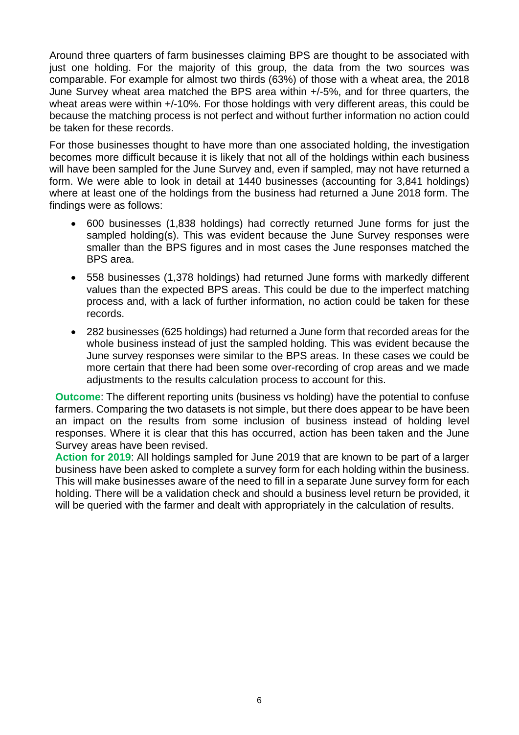Around three quarters of farm businesses claiming BPS are thought to be associated with just one holding. For the majority of this group, the data from the two sources was comparable. For example for almost two thirds (63%) of those with a wheat area, the 2018 June Survey wheat area matched the BPS area within +/-5%, and for three quarters, the wheat areas were within +/-10%. For those holdings with very different areas, this could be because the matching process is not perfect and without further information no action could be taken for these records.

For those businesses thought to have more than one associated holding, the investigation becomes more difficult because it is likely that not all of the holdings within each business will have been sampled for the June Survey and, even if sampled, may not have returned a form. We were able to look in detail at 1440 businesses (accounting for 3,841 holdings) where at least one of the holdings from the business had returned a June 2018 form. The findings were as follows:

- 600 businesses (1,838 holdings) had correctly returned June forms for just the sampled holding(s). This was evident because the June Survey responses were smaller than the BPS figures and in most cases the June responses matched the BPS area.
- 558 businesses (1,378 holdings) had returned June forms with markedly different values than the expected BPS areas. This could be due to the imperfect matching process and, with a lack of further information, no action could be taken for these records.
- 282 businesses (625 holdings) had returned a June form that recorded areas for the whole business instead of just the sampled holding. This was evident because the June survey responses were similar to the BPS areas. In these cases we could be more certain that there had been some over-recording of crop areas and we made adjustments to the results calculation process to account for this.

**Outcome**: The different reporting units (business vs holding) have the potential to confuse farmers. Comparing the two datasets is not simple, but there does appear to be have been an impact on the results from some inclusion of business instead of holding level responses. Where it is clear that this has occurred, action has been taken and the June Survey areas have been revised.

**Action for 2019**: All holdings sampled for June 2019 that are known to be part of a larger business have been asked to complete a survey form for each holding within the business. This will make businesses aware of the need to fill in a separate June survey form for each holding. There will be a validation check and should a business level return be provided, it will be queried with the farmer and dealt with appropriately in the calculation of results.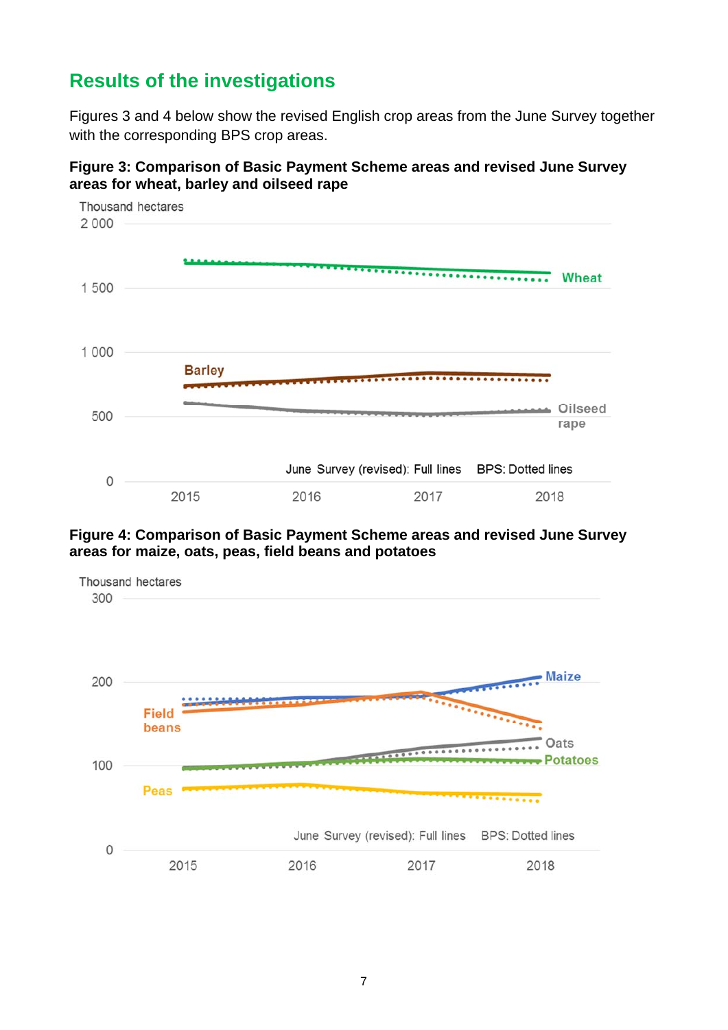## Results of the investigations

Figures 3 and 4 below show the revised English crop areas from the June Survey together with the corresponding BPS crop areas.

**Figure 3: Comparison of Basic Payment Scheme areas and revised June Survey areas for wheat, barley and oilseed rape**

Thousand hectares

June Survey (revised): Full lines BPS: Dotted lines

**Figure 4: Comparison of Basic Payment Scheme areas and revised June Survey areas for maize, oats, peas, field beans and potatoes**

Thousand hectares

June Survey (revised): Full lines BPS: Dotted lines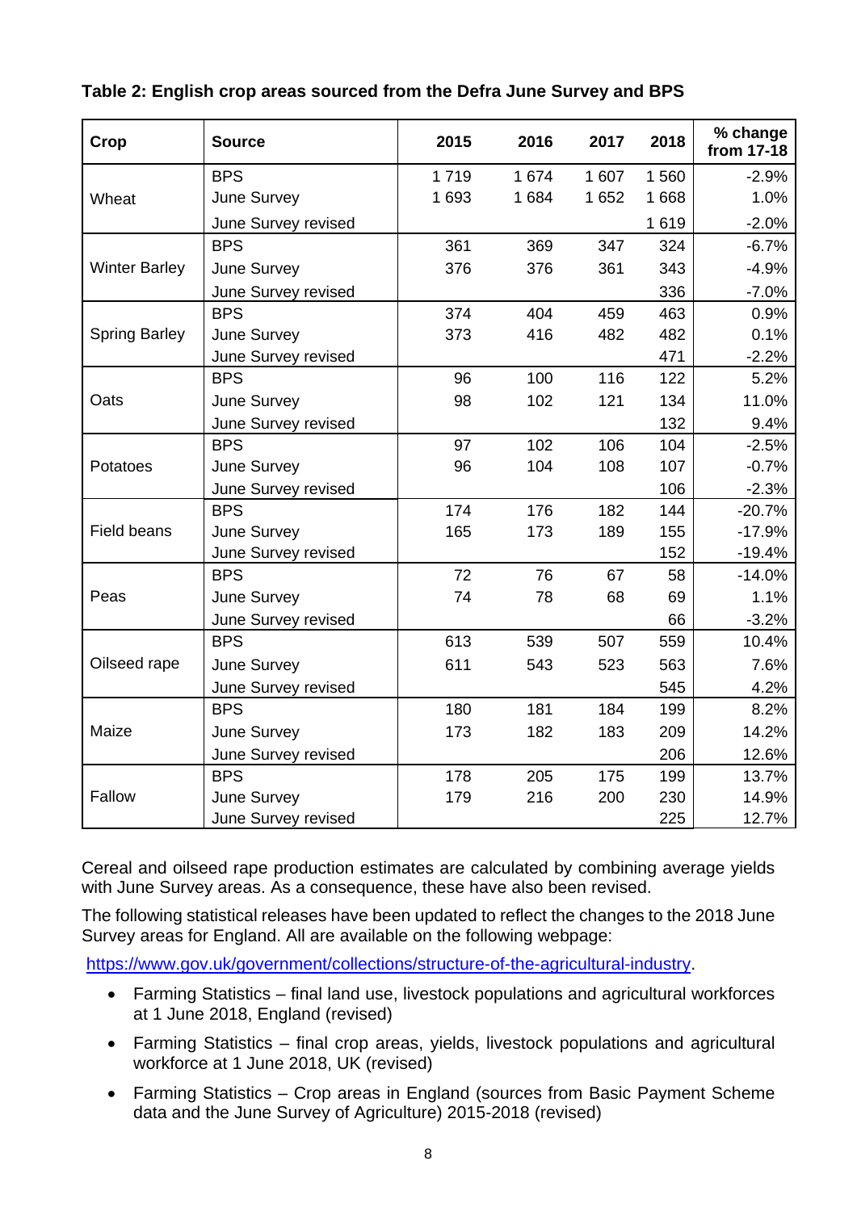**Table 2: English crop areas sourced from the Defra June Survey and BPS**

| Crop | Source | 2015 | 2016 | 2017 | 2018 | % change from 17-18 |
|---|---|---|---|---|---|---|
| Wheat | BPS | 1 719 | 1 674 | 1 607 | 1 560 | -2.9% |
| | June Survey | 1 693 | 1 684 | 1 652 | 1 668 | 1.0% |
| | June Survey revised | | | | 1 619 | -2.0% |
| Winter Barley | BPS | 361 | 369 | 347 | 324 | -6.7% |
| | June Survey | 376 | 376 | 361 | 343 | -4.9% |
| | June Survey revised | | | | 336 | -7.0% |
| Spring Barley | BPS | 374 | 404 | 459 | 463 | 0.9% |
| | June Survey | 373 | 416 | 482 | 482 | 0.1% |
| | June Survey revised | | | | 471 | -2.2% |
| Oats | BPS | 96 | 100 | 116 | 122 | 5.2% |
| | June Survey | 98 | 102 | 121 | 134 | 11.0% |
| | June Survey revised | | | | 132 | 9.4% |
| Potatoes | BPS | 97 | 102 | 106 | 104 | -2.5% |
| | June Survey | 96 | 104 | 108 | 107 | -0.7% |
| | June Survey revised | | | | 106 | -2.3% |
| Field beans | BPS | 174 | 176 | 182 | 144 | -20.7% |
| | June Survey | 165 | 173 | 189 | 155 | -17.9% |
| | June Survey revised | | | | 152 | -19.4% |
| Peas | BPS | 72 | 76 | 67 | 58 | -14.0% |
| | June Survey | 74 | 78 | 68 | 69 | 1.1% |
| | June Survey revised | | | | 66 | -3.2% |
| Oilseed rape | BPS | 613 | 539 | 507 | 559 | 10.4% |
| | June Survey | 611 | 543 | 523 | 563 | 7.6% |
| | June Survey revised | | | | 545 | 4.2% |
| Maize | BPS | 180 | 181 | 184 | 199 | 8.2% |
| | June Survey | 173 | 182 | 183 | 209 | 14.2% |
| | June Survey revised | | | | 206 | 12.6% |
| Fallow | BPS | 178 | 205 | 175 | 199 | 13.7% |
| | June Survey | 179 | 216 | 200 | 230 | 14.9% |
| | June Survey revised | | | | 225 | 12.7% |

Cereal and oilseed rape production estimates are calculated by combining average yields with June Survey areas. As a consequence, these have also been revised.

The following statistical releases have been updated to reflect the changes to the 2018 June Survey areas for England. All are available on the following webpage:

https://www.gov.uk/government/collections/structure-of-the-agricultural-industry.

- Farming Statistics – final land use, livestock populations and agricultural workforces at 1 June 2018, England (revised)
- Farming Statistics – final crop areas, yields, livestock populations and agricultural workforce at 1 June 2018, UK (revised)
- Farming Statistics – Crop areas in England (sources from Basic Payment Scheme data and the June Survey of Agriculture) 2015-2018 (revised)